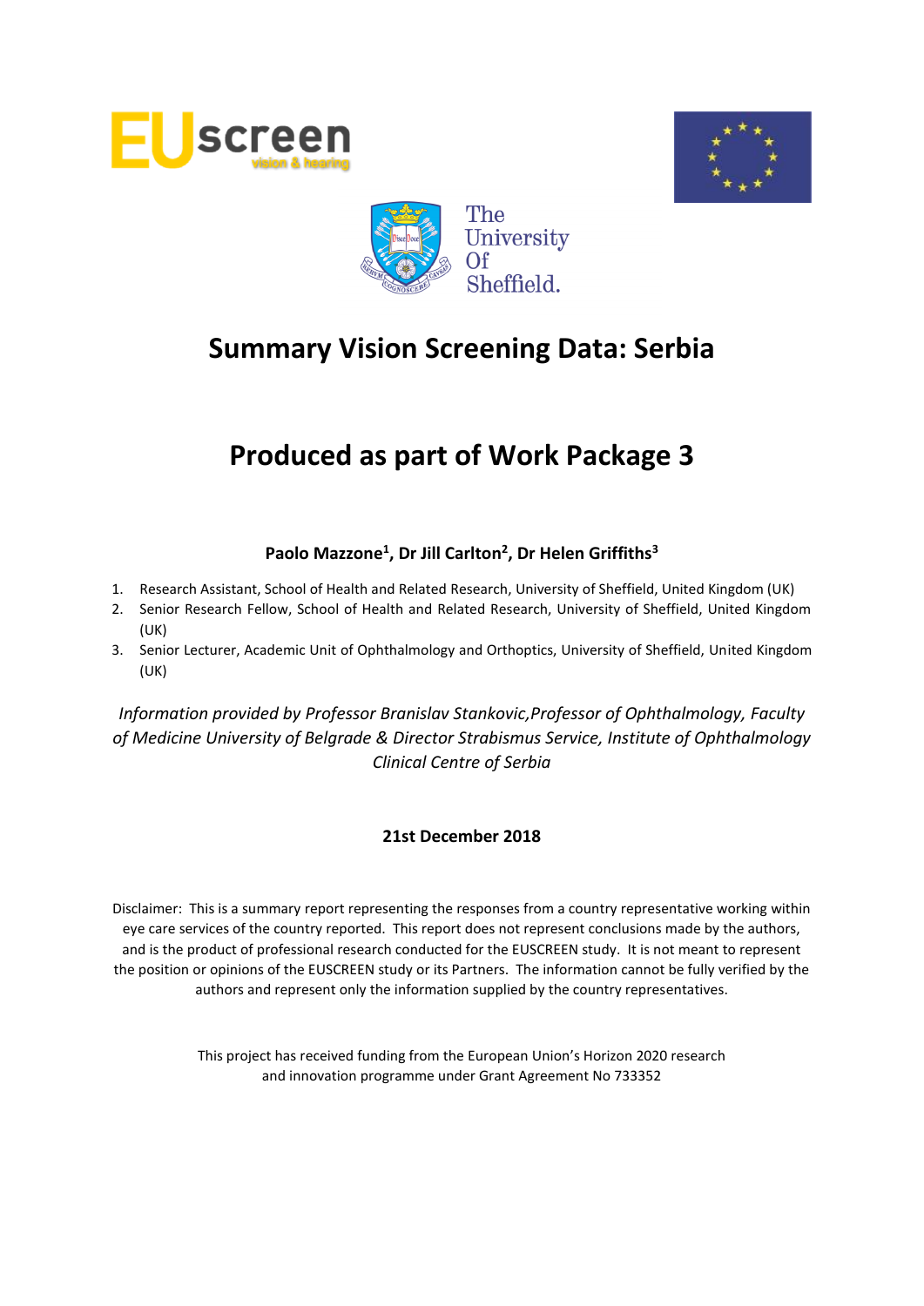# Summary Vision Screening Data: Serbia

# Produced as part of Work Package 3

**Paolo Mazzone[1], Dr Jill Carlton[2], Dr Helen Griffiths[3]**

1. Research Assistant, School of Health and Related Research, University of Sheffield, United Kingdom (UK)
2. Senior Research Fellow, School of Health and Related Research, University of Sheffield, United Kingdom (UK)
3. Senior Lecturer, Academic Unit of Ophthalmology and Orthoptics, University of Sheffield, United Kingdom (UK)

*Information provided by Professor Branislav Stankovic,Professor of Ophthalmology, Faculty of Medicine University of Belgrade & Director Strabismus Service, Institute of Ophthalmology Clinical Centre of Serbia*

**21st December 2018**

Disclaimer: This is a summary report representing the responses from a country representative working within eye care services of the country reported. This report does not represent conclusions made by the authors, and is the product of professional research conducted for the EUSCREEN study. It is not meant to represent the position or opinions of the EUSCREEN study or its Partners. The information cannot be fully verified by the authors and represent only the information supplied by the country representatives.

This project has received funding from the European Union's Horizon 2020 research and innovation programme under Grant Agreement No 733352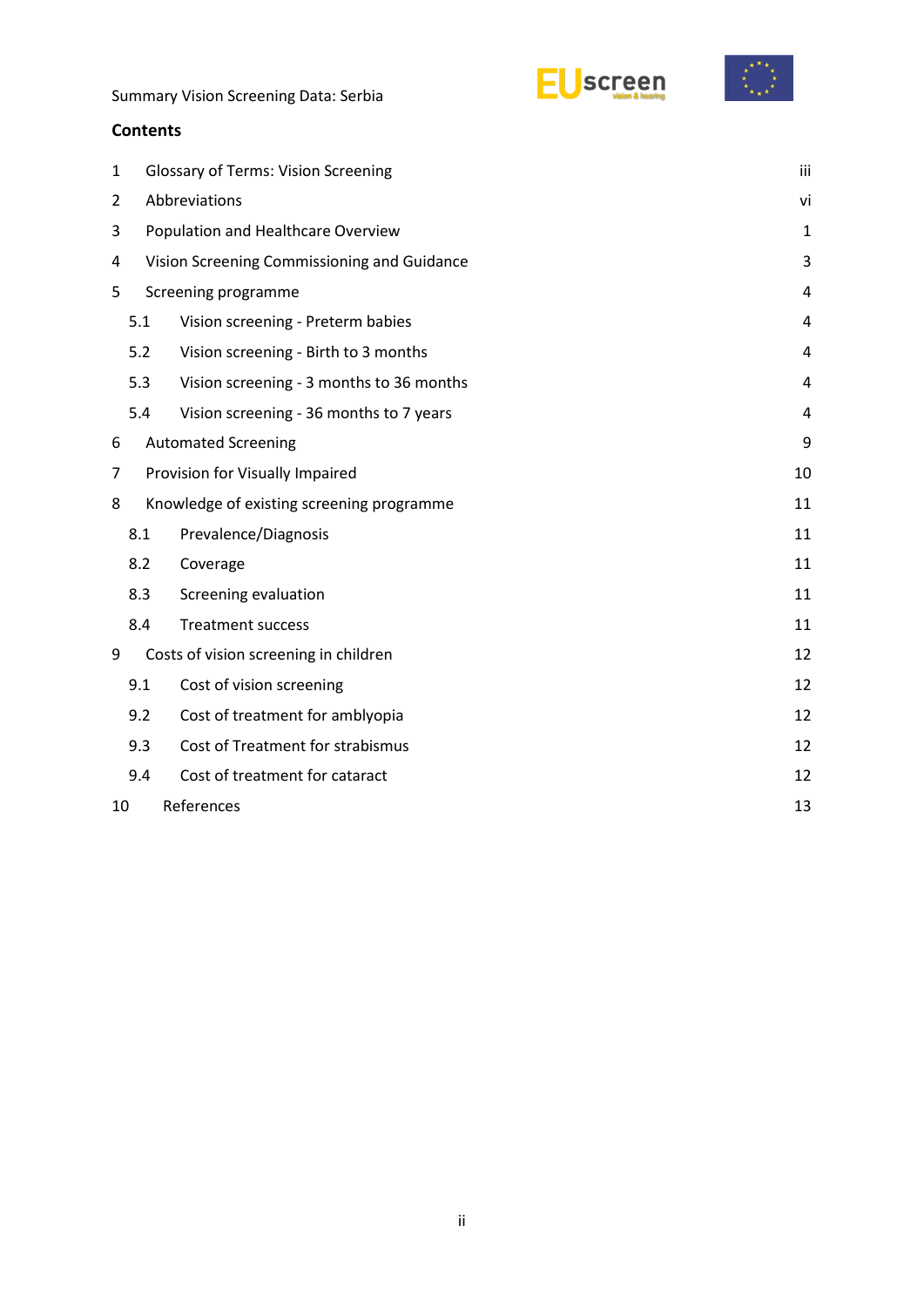## Contents

| | | |
|---|---|---|
| 1 | Glossary of Terms: Vision Screening | iii |
| 2 | Abbreviations | vi |
| 3 | Population and Healthcare Overview | 1 |
| 4 | Vision Screening Commissioning and Guidance | 3 |
| 5 | Screening programme | 4 |
| 5.1 | Vision screening - Preterm babies | 4 |
| 5.2 | Vision screening - Birth to 3 months | 4 |
| 5.3 | Vision screening - 3 months to 36 months | 4 |
| 5.4 | Vision screening - 36 months to 7 years | 4 |
| 6 | Automated Screening | 9 |
| 7 | Provision for Visually Impaired | 10 |
| 8 | Knowledge of existing screening programme | 11 |
| 8.1 | Prevalence/Diagnosis | 11 |
| 8.2 | Coverage | 11 |
| 8.3 | Screening evaluation | 11 |
| 8.4 | Treatment success | 11 |
| 9 | Costs of vision screening in children | 12 |
| 9.1 | Cost of vision screening | 12 |
| 9.2 | Cost of treatment for amblyopia | 12 |
| 9.3 | Cost of Treatment for strabismus | 12 |
| 9.4 | Cost of treatment for cataract | 12 |
| 10 | References | 13 |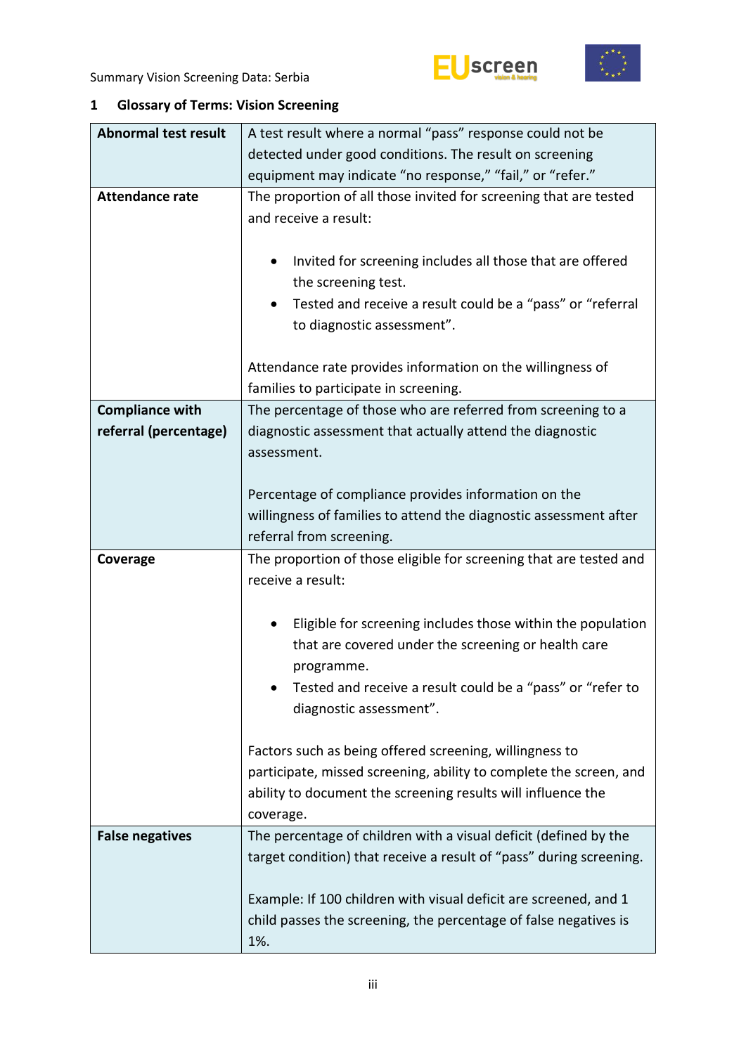## 1 Glossary of Terms: Vision Screening

| | |
|---|---|
| **Abnormal test result** | A test result where a normal "pass" response could not be detected under good conditions. The result on screening equipment may indicate "no response," "fail," or "refer." |
| **Attendance rate** | The proportion of all those invited for screening that are tested and receive a result:<br><br>• Invited for screening includes all those that are offered the screening test.<br>• Tested and receive a result could be a "pass" or "referral to diagnostic assessment".<br><br>Attendance rate provides information on the willingness of families to participate in screening. |
| **Compliance with referral (percentage)** | The percentage of those who are referred from screening to a diagnostic assessment that actually attend the diagnostic assessment.<br><br>Percentage of compliance provides information on the willingness of families to attend the diagnostic assessment after referral from screening. |
| **Coverage** | The proportion of those eligible for screening that are tested and receive a result:<br><br>• Eligible for screening includes those within the population that are covered under the screening or health care programme.<br>• Tested and receive a result could be a "pass" or "refer to diagnostic assessment".<br><br>Factors such as being offered screening, willingness to participate, missed screening, ability to complete the screen, and ability to document the screening results will influence the coverage. |
| **False negatives** | The percentage of children with a visual deficit (defined by the target condition) that receive a result of "pass" during screening.<br><br>Example: If 100 children with visual deficit are screened, and 1 child passes the screening, the percentage of false negatives is 1%. |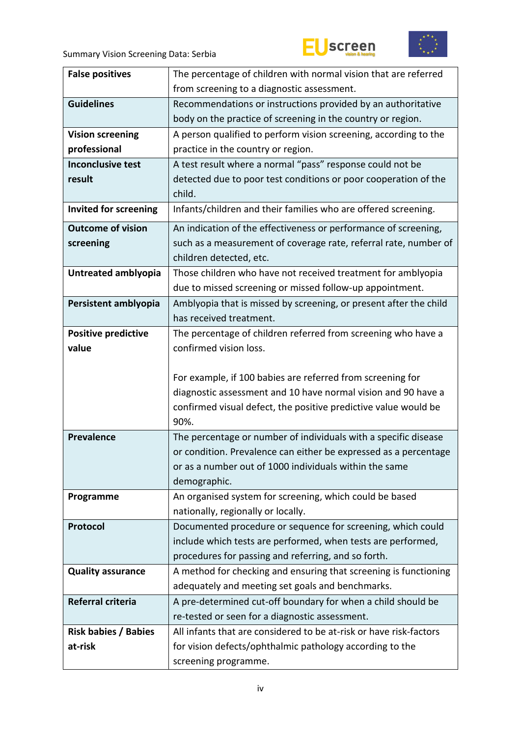| | |
|---|---|
| **False positives** | The percentage of children with normal vision that are referred from screening to a diagnostic assessment. |
| **Guidelines** | Recommendations or instructions provided by an authoritative body on the practice of screening in the country or region. |
| **Vision screening professional** | A person qualified to perform vision screening, according to the practice in the country or region. |
| **Inconclusive test result** | A test result where a normal "pass" response could not be detected due to poor test conditions or poor cooperation of the child. |
| **Invited for screening** | Infants/children and their families who are offered screening. |
| **Outcome of vision screening** | An indication of the effectiveness or performance of screening, such as a measurement of coverage rate, referral rate, number of children detected, etc. |
| **Untreated amblyopia** | Those children who have not received treatment for amblyopia due to missed screening or missed follow-up appointment. |
| **Persistent amblyopia** | Amblyopia that is missed by screening, or present after the child has received treatment. |
| **Positive predictive value** | The percentage of children referred from screening who have a confirmed vision loss.<br><br>For example, if 100 babies are referred from screening for diagnostic assessment and 10 have normal vision and 90 have a confirmed visual defect, the positive predictive value would be 90%. |
| **Prevalence** | The percentage or number of individuals with a specific disease or condition. Prevalence can either be expressed as a percentage or as a number out of 1000 individuals within the same demographic. |
| **Programme** | An organised system for screening, which could be based nationally, regionally or locally. |
| **Protocol** | Documented procedure or sequence for screening, which could include which tests are performed, when tests are performed, procedures for passing and referring, and so forth. |
| **Quality assurance** | A method for checking and ensuring that screening is functioning adequately and meeting set goals and benchmarks. |
| **Referral criteria** | A pre-determined cut-off boundary for when a child should be re-tested or seen for a diagnostic assessment. |
| **Risk babies / Babies at-risk** | All infants that are considered to be at-risk or have risk-factors for vision defects/ophthalmic pathology according to the screening programme. |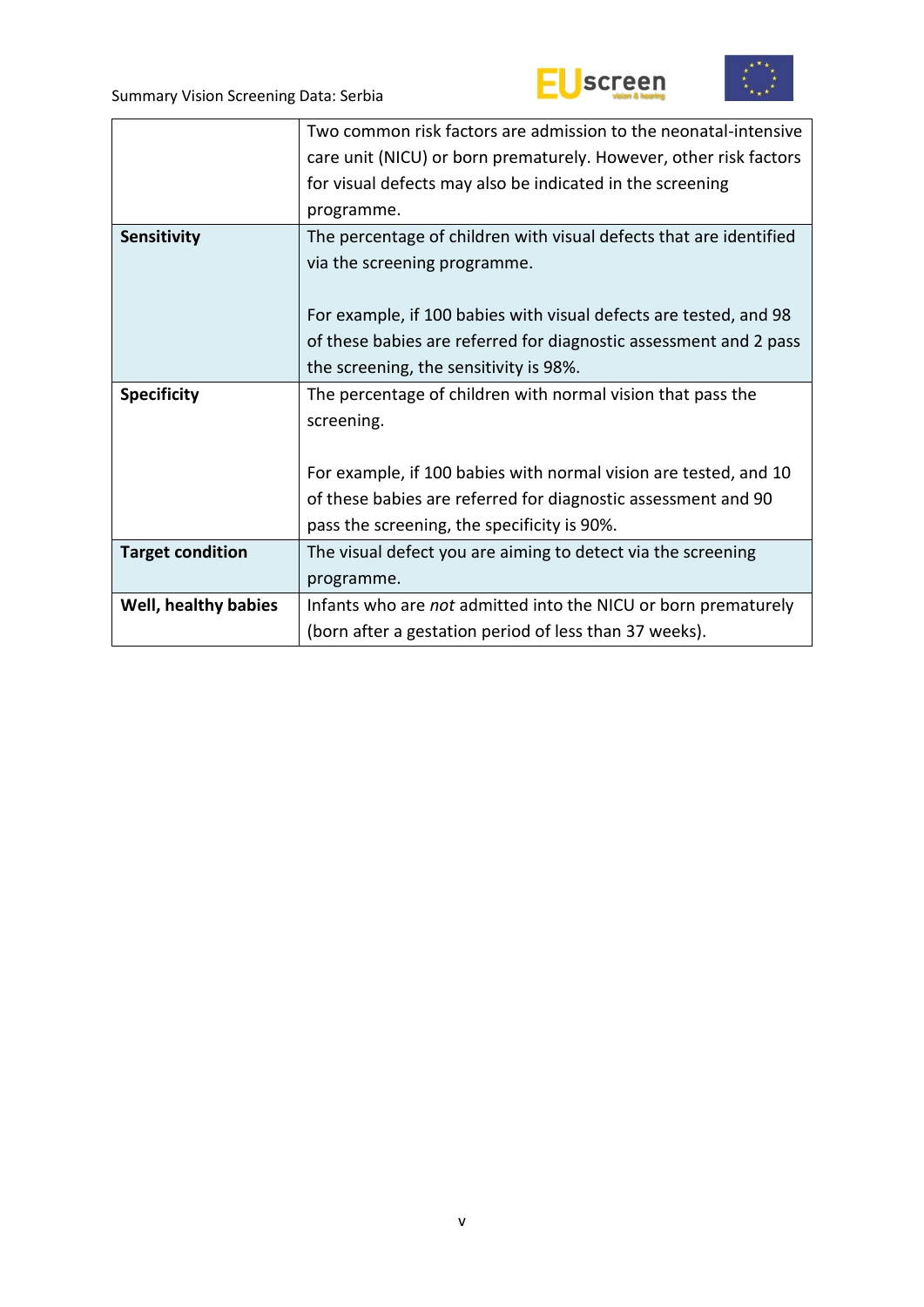| | |
|---|---|
| | Two common risk factors are admission to the neonatal-intensive care unit (NICU) or born prematurely. However, other risk factors for visual defects may also be indicated in the screening programme. |
| **Sensitivity** | The percentage of children with visual defects that are identified via the screening programme.<br><br>For example, if 100 babies with visual defects are tested, and 98 of these babies are referred for diagnostic assessment and 2 pass the screening, the sensitivity is 98%. |
| **Specificity** | The percentage of children with normal vision that pass the screening.<br><br>For example, if 100 babies with normal vision are tested, and 10 of these babies are referred for diagnostic assessment and 90 pass the screening, the specificity is 90%. |
| **Target condition** | The visual defect you are aiming to detect via the screening programme. |
| **Well, healthy babies** | Infants who are *not* admitted into the NICU or born prematurely (born after a gestation period of less than 37 weeks). |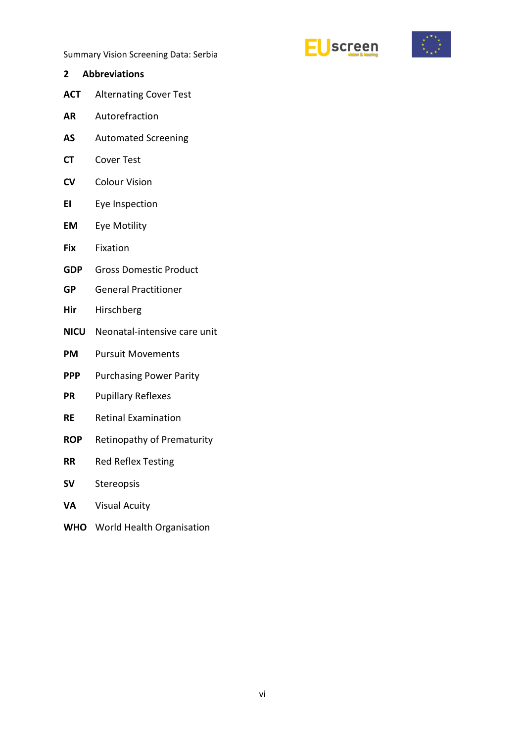## 2 Abbreviations

**ACT** Alternating Cover Test

**AR** Autorefraction

**AS** Automated Screening

**CT** Cover Test

**CV** Colour Vision

**EI** Eye Inspection

**EM** Eye Motility

**Fix** Fixation

**GDP** Gross Domestic Product

**GP** General Practitioner

**Hir** Hirschberg

**NICU** Neonatal-intensive care unit

**PM** Pursuit Movements

**PPP** Purchasing Power Parity

**PR** Pupillary Reflexes

**RE** Retinal Examination

**ROP** Retinopathy of Prematurity

**RR** Red Reflex Testing

**SV** Stereopsis

**VA** Visual Acuity

**WHO** World Health Organisation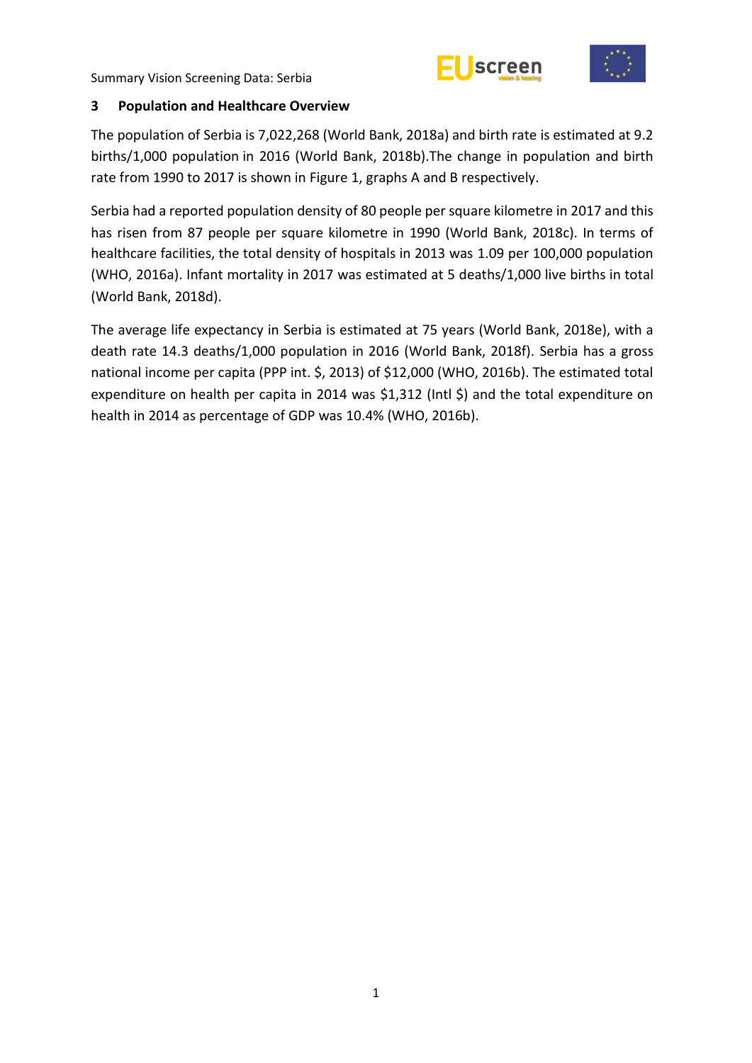## 3 Population and Healthcare Overview

The population of Serbia is 7,022,268 (World Bank, 2018a) and birth rate is estimated at 9.2 births/1,000 population in 2016 (World Bank, 2018b).The change in population and birth rate from 1990 to 2017 is shown in Figure 1, graphs A and B respectively.

Serbia had a reported population density of 80 people per square kilometre in 2017 and this has risen from 87 people per square kilometre in 1990 (World Bank, 2018c). In terms of healthcare facilities, the total density of hospitals in 2013 was 1.09 per 100,000 population (WHO, 2016a). Infant mortality in 2017 was estimated at 5 deaths/1,000 live births in total (World Bank, 2018d).

The average life expectancy in Serbia is estimated at 75 years (World Bank, 2018e), with a death rate 14.3 deaths/1,000 population in 2016 (World Bank, 2018f). Serbia has a gross national income per capita (PPP int. $, 2013) of $12,000 (WHO, 2016b). The estimated total expenditure on health per capita in 2014 was $1,312 (Intl $) and the total expenditure on health in 2014 as percentage of GDP was 10.4% (WHO, 2016b).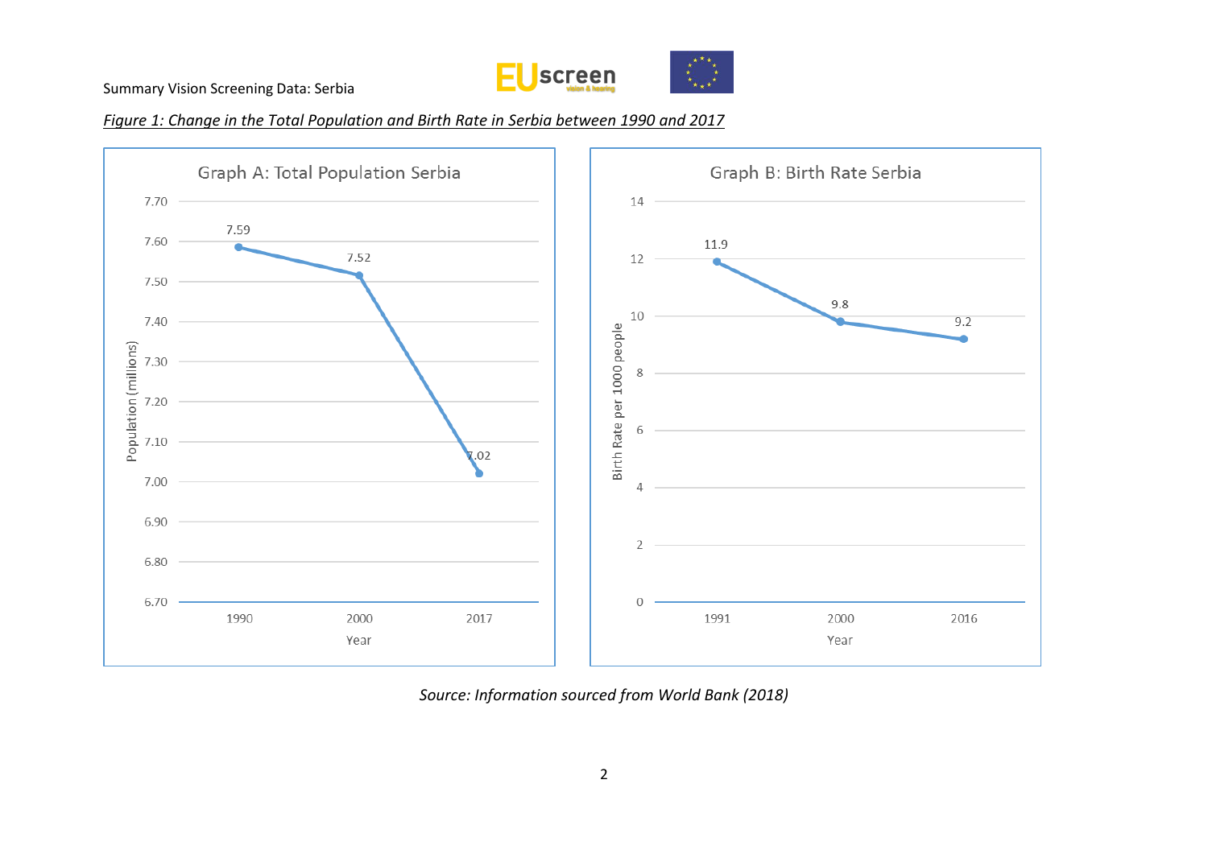*Figure 1: Change in the Total Population and Birth Rate in Serbia between 1990 and 2017*

**Graph A: Total Population Serbia**

| Year | Population (millions) |
|---|---|
| 1990 | 7.59 |
| 2000 | 7.52 |
| 2017 | 7.02 |

**Graph B: Birth Rate Serbia**

| Year | Birth Rate per 1000 people |
|---|---|
| 1991 | 11.9 |
| 2000 | 9.8 |
| 2016 | 9.2 |

*Source: Information sourced from World Bank (2018)*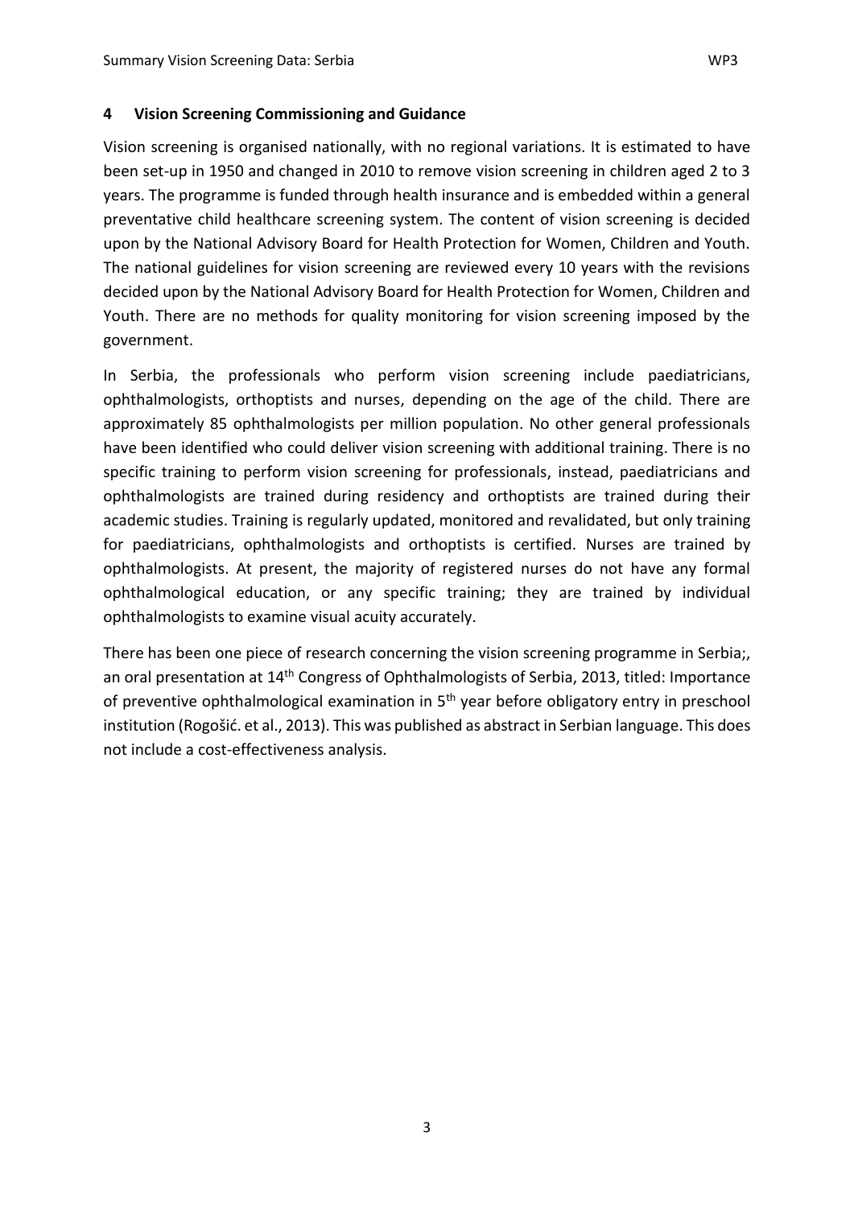## 4 Vision Screening Commissioning and Guidance

Vision screening is organised nationally, with no regional variations. It is estimated to have been set-up in 1950 and changed in 2010 to remove vision screening in children aged 2 to 3 years. The programme is funded through health insurance and is embedded within a general preventative child healthcare screening system. The content of vision screening is decided upon by the National Advisory Board for Health Protection for Women, Children and Youth. The national guidelines for vision screening are reviewed every 10 years with the revisions decided upon by the National Advisory Board for Health Protection for Women, Children and Youth. There are no methods for quality monitoring for vision screening imposed by the government.

In Serbia, the professionals who perform vision screening include paediatricians, ophthalmologists, orthoptists and nurses, depending on the age of the child. There are approximately 85 ophthalmologists per million population. No other general professionals have been identified who could deliver vision screening with additional training. There is no specific training to perform vision screening for professionals, instead, paediatricians and ophthalmologists are trained during residency and orthoptists are trained during their academic studies. Training is regularly updated, monitored and revalidated, but only training for paediatricians, ophthalmologists and orthoptists is certified. Nurses are trained by ophthalmologists. At present, the majority of registered nurses do not have any formal ophthalmological education, or any specific training; they are trained by individual ophthalmologists to examine visual acuity accurately.

There has been one piece of research concerning the vision screening programme in Serbia;, an oral presentation at 14th Congress of Ophthalmologists of Serbia, 2013, titled: Importance of preventive ophthalmological examination in 5th year before obligatory entry in preschool institution (Rogošić. et al., 2013). This was published as abstract in Serbian language. This does not include a cost-effectiveness analysis.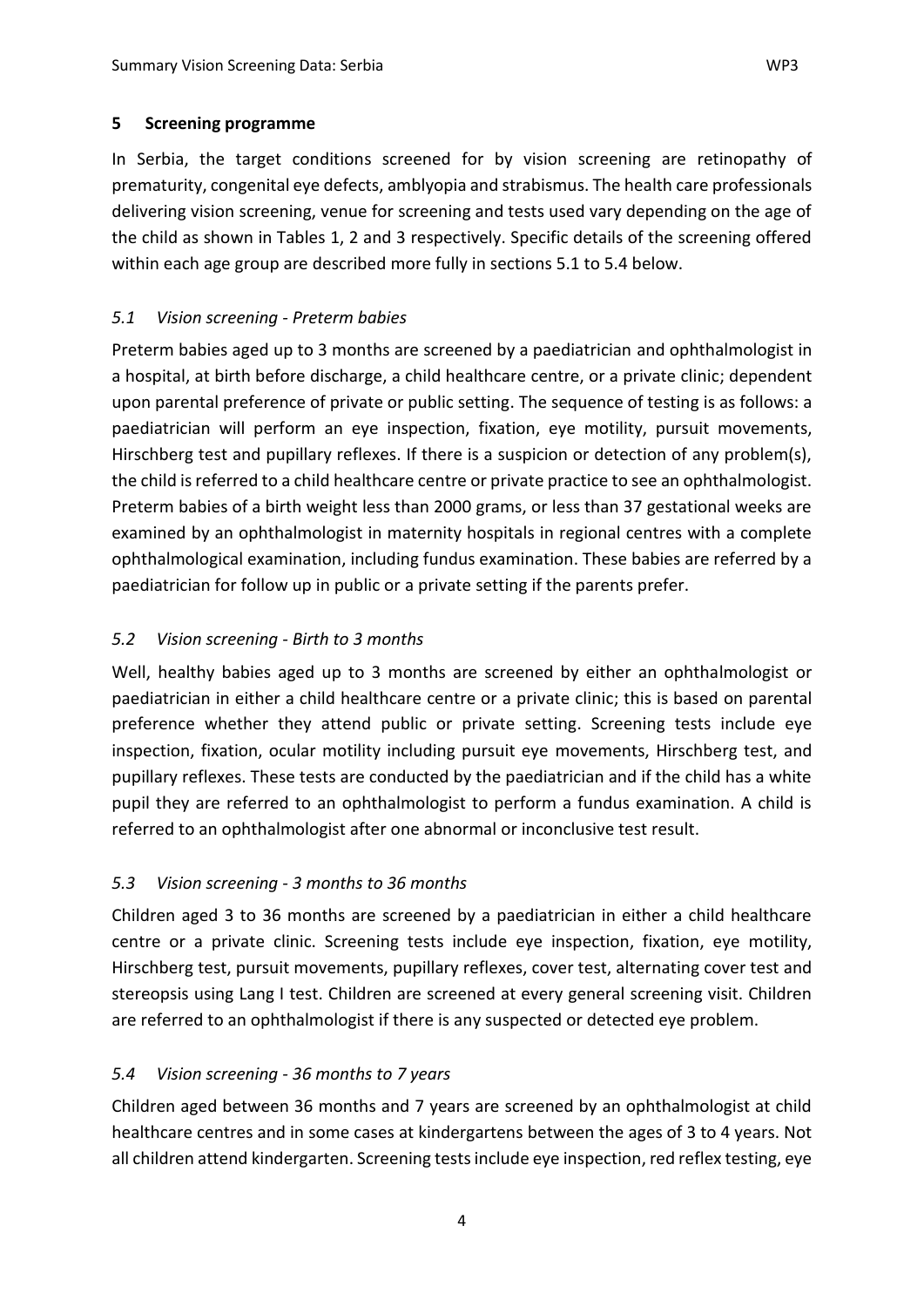## 5 Screening programme

In Serbia, the target conditions screened for by vision screening are retinopathy of prematurity, congenital eye defects, amblyopia and strabismus. The health care professionals delivering vision screening, venue for screening and tests used vary depending on the age of the child as shown in Tables 1, 2 and 3 respectively. Specific details of the screening offered within each age group are described more fully in sections 5.1 to 5.4 below.

### *5.1 Vision screening - Preterm babies*

Preterm babies aged up to 3 months are screened by a paediatrician and ophthalmologist in a hospital, at birth before discharge, a child healthcare centre, or a private clinic; dependent upon parental preference of private or public setting. The sequence of testing is as follows: a paediatrician will perform an eye inspection, fixation, eye motility, pursuit movements, Hirschberg test and pupillary reflexes. If there is a suspicion or detection of any problem(s), the child is referred to a child healthcare centre or private practice to see an ophthalmologist. Preterm babies of a birth weight less than 2000 grams, or less than 37 gestational weeks are examined by an ophthalmologist in maternity hospitals in regional centres with a complete ophthalmological examination, including fundus examination. These babies are referred by a paediatrician for follow up in public or a private setting if the parents prefer.

### *5.2 Vision screening - Birth to 3 months*

Well, healthy babies aged up to 3 months are screened by either an ophthalmologist or paediatrician in either a child healthcare centre or a private clinic; this is based on parental preference whether they attend public or private setting. Screening tests include eye inspection, fixation, ocular motility including pursuit eye movements, Hirschberg test, and pupillary reflexes. These tests are conducted by the paediatrician and if the child has a white pupil they are referred to an ophthalmologist to perform a fundus examination. A child is referred to an ophthalmologist after one abnormal or inconclusive test result.

### *5.3 Vision screening - 3 months to 36 months*

Children aged 3 to 36 months are screened by a paediatrician in either a child healthcare centre or a private clinic. Screening tests include eye inspection, fixation, eye motility, Hirschberg test, pursuit movements, pupillary reflexes, cover test, alternating cover test and stereopsis using Lang I test. Children are screened at every general screening visit. Children are referred to an ophthalmologist if there is any suspected or detected eye problem.

### *5.4 Vision screening - 36 months to 7 years*

Children aged between 36 months and 7 years are screened by an ophthalmologist at child healthcare centres and in some cases at kindergartens between the ages of 3 to 4 years. Not all children attend kindergarten. Screening tests include eye inspection, red reflex testing, eye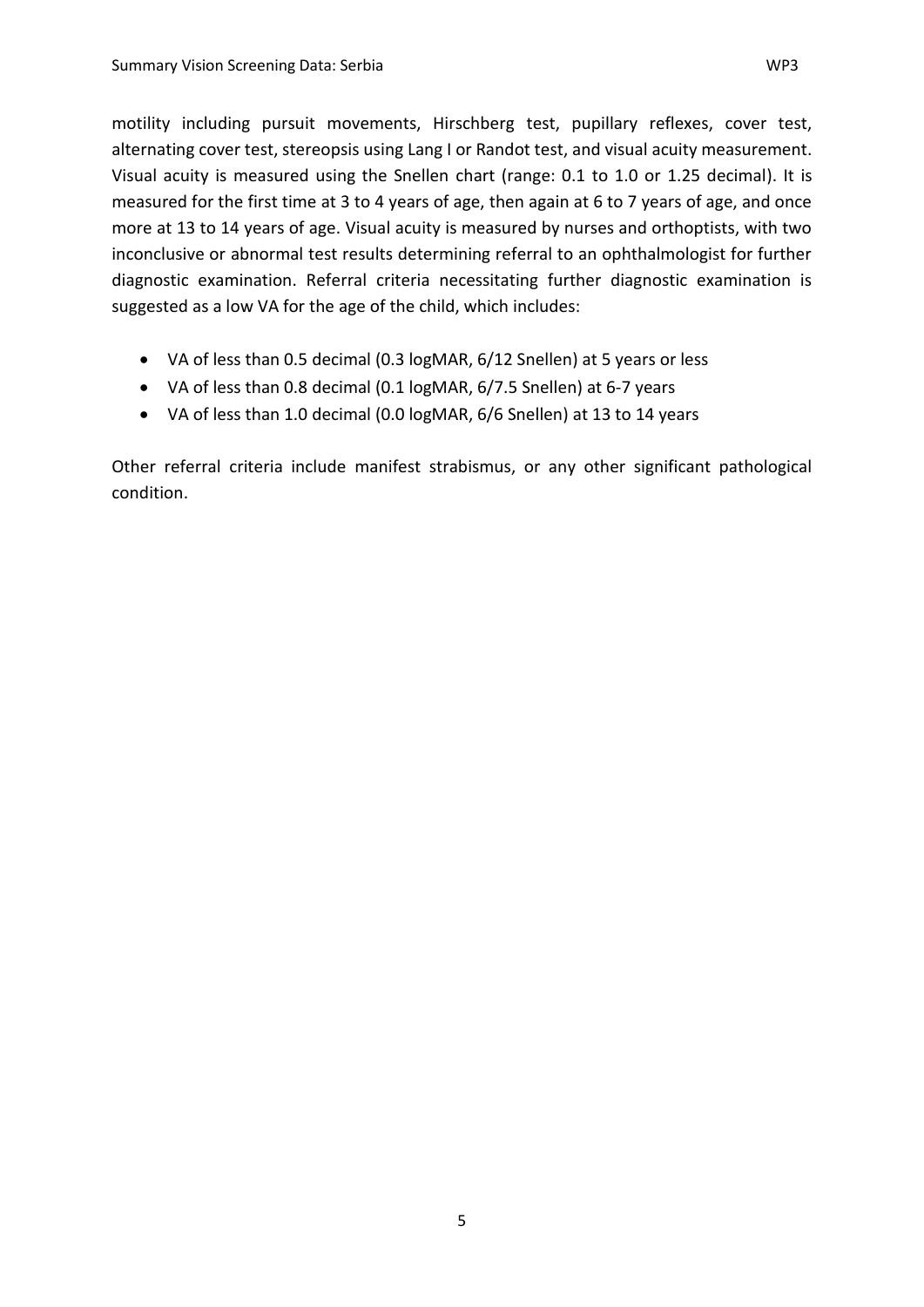motility including pursuit movements, Hirschberg test, pupillary reflexes, cover test, alternating cover test, stereopsis using Lang I or Randot test, and visual acuity measurement. Visual acuity is measured using the Snellen chart (range: 0.1 to 1.0 or 1.25 decimal). It is measured for the first time at 3 to 4 years of age, then again at 6 to 7 years of age, and once more at 13 to 14 years of age. Visual acuity is measured by nurses and orthoptists, with two inconclusive or abnormal test results determining referral to an ophthalmologist for further diagnostic examination. Referral criteria necessitating further diagnostic examination is suggested as a low VA for the age of the child, which includes:

- VA of less than 0.5 decimal (0.3 logMAR, 6/12 Snellen) at 5 years or less
- VA of less than 0.8 decimal (0.1 logMAR, 6/7.5 Snellen) at 6-7 years
- VA of less than 1.0 decimal (0.0 logMAR, 6/6 Snellen) at 13 to 14 years

Other referral criteria include manifest strabismus, or any other significant pathological condition.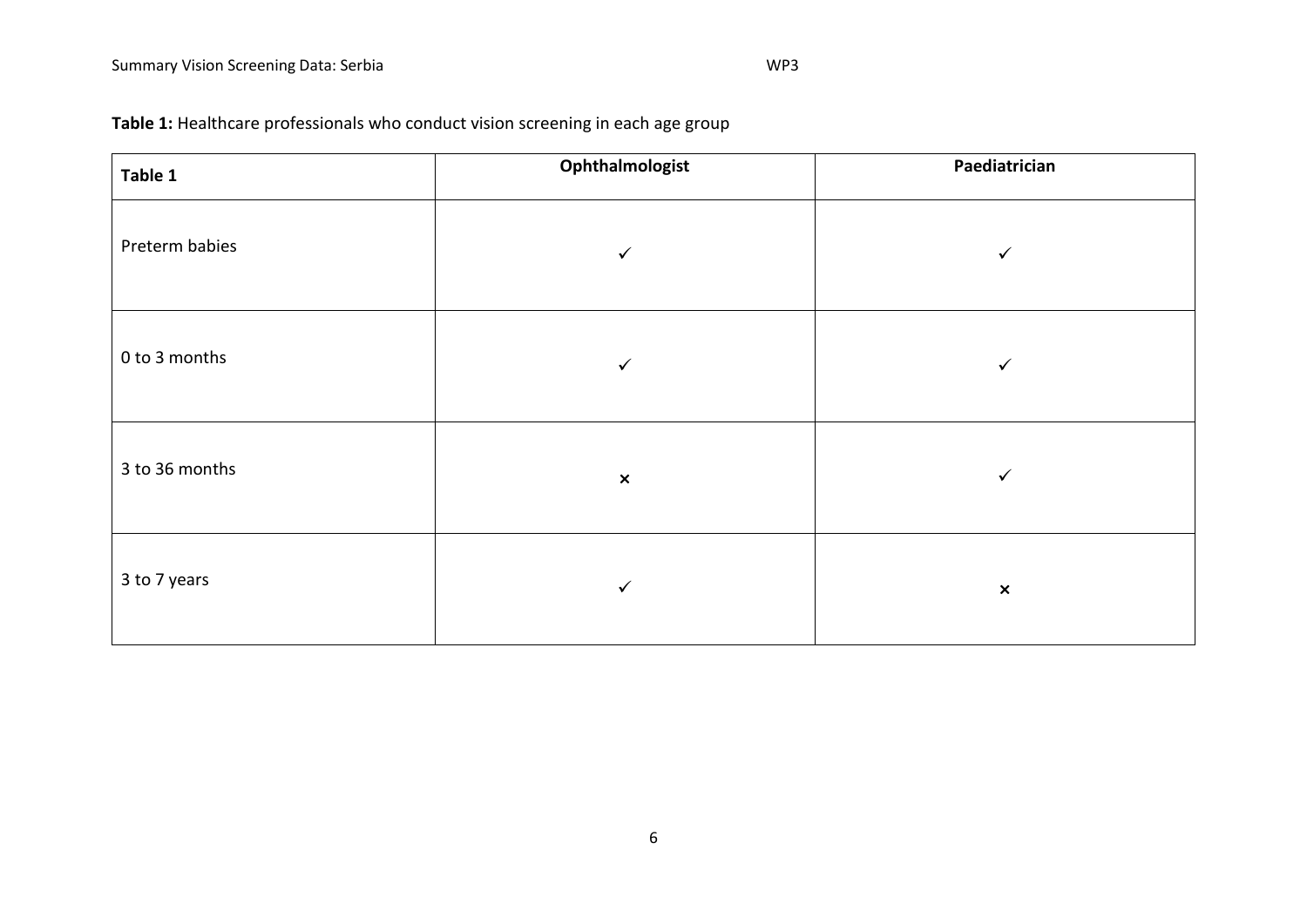**Table 1:** Healthcare professionals who conduct vision screening in each age group

| Table 1 | Ophthalmologist | Paediatrician |
| --- | --- | --- |
| Preterm babies | ✓ | ✓ |
| 0 to 3 months | ✓ | ✓ |
| 3 to 36 months | × | ✓ |
| 3 to 7 years | ✓ | × |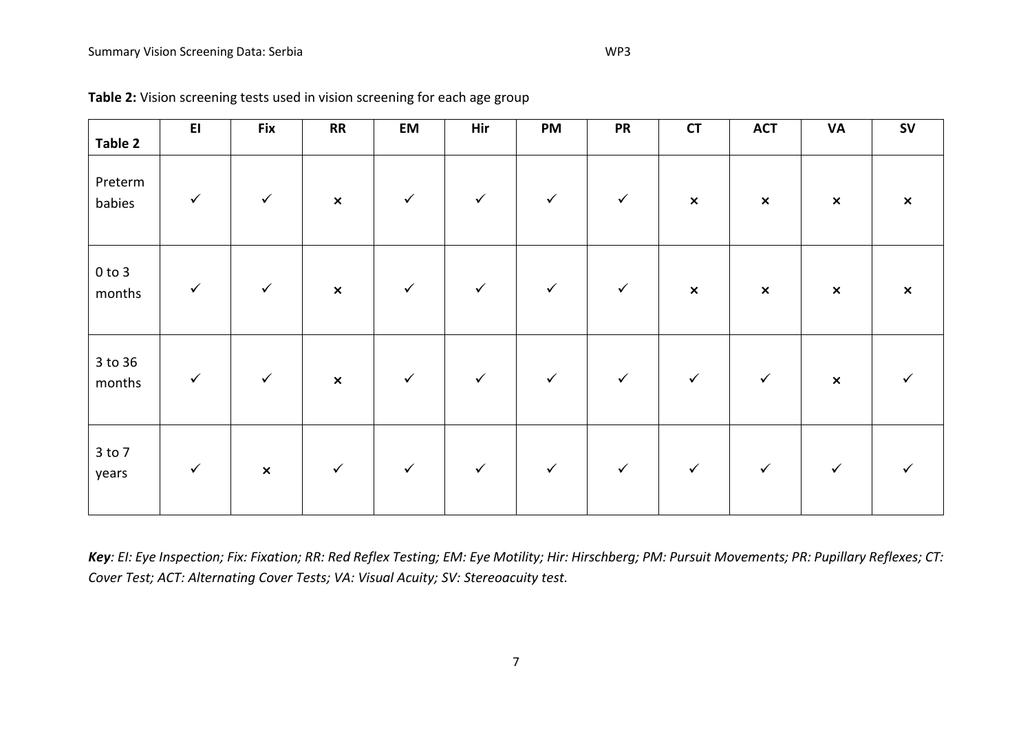**Table 2:** Vision screening tests used in vision screening for each age group

| Table 2 | EI | Fix | RR | EM | Hir | PM | PR | CT | ACT | VA | SV |
|---|---|---|---|---|---|---|---|---|---|---|---|
| Preterm babies | ✓ | ✓ | × | ✓ | ✓ | ✓ | ✓ | × | × | × | × |
| 0 to 3 months | ✓ | ✓ | × | ✓ | ✓ | ✓ | ✓ | × | × | × | × |
| 3 to 36 months | ✓ | ✓ | × | ✓ | ✓ | ✓ | ✓ | ✓ | ✓ | × | ✓ |
| 3 to 7 years | ✓ | × | ✓ | ✓ | ✓ | ✓ | ✓ | ✓ | ✓ | ✓ | ✓ |

***Key****: EI: Eye Inspection; Fix: Fixation; RR: Red Reflex Testing; EM: Eye Motility; Hir: Hirschberg; PM: Pursuit Movements; PR: Pupillary Reflexes; CT: Cover Test; ACT: Alternating Cover Tests; VA: Visual Acuity; SV: Stereoacuity test.*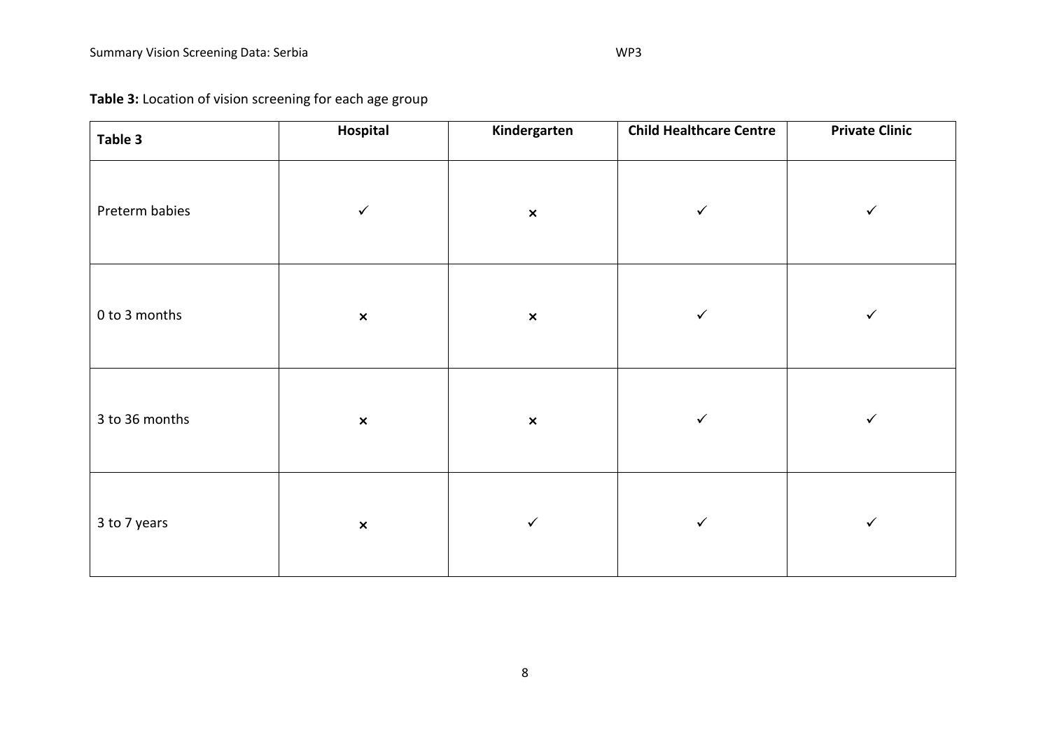**Table 3:** Location of vision screening for each age group

| Table 3 | Hospital | Kindergarten | Child Healthcare Centre | Private Clinic |
|---|---|---|---|---|
| Preterm babies | ✓ | × | ✓ | ✓ |
| 0 to 3 months | × | × | ✓ | ✓ |
| 3 to 36 months | × | × | ✓ | ✓ |
| 3 to 7 years | × | ✓ | ✓ | ✓ |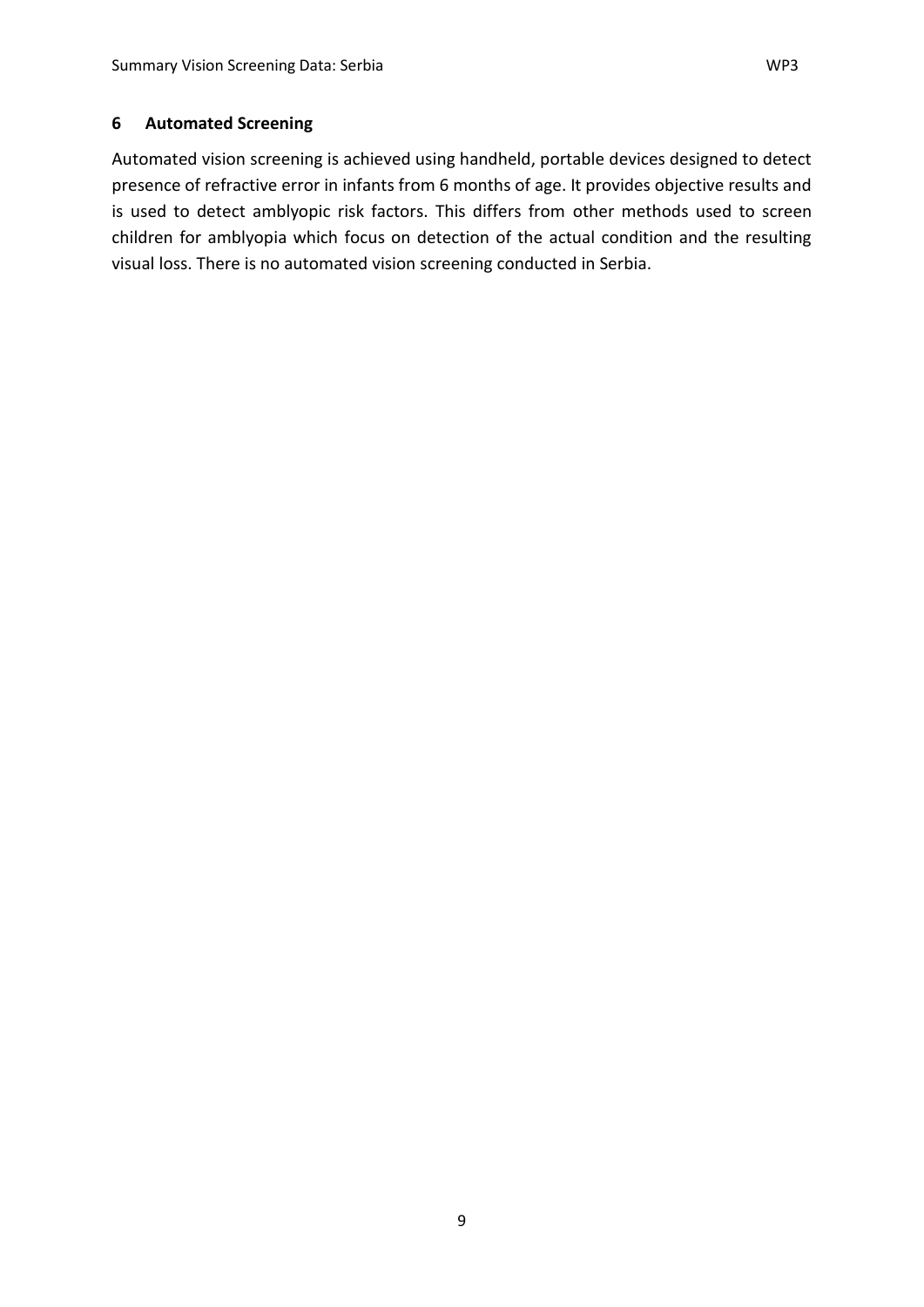## 6 Automated Screening

Automated vision screening is achieved using handheld, portable devices designed to detect presence of refractive error in infants from 6 months of age. It provides objective results and is used to detect amblyopic risk factors. This differs from other methods used to screen children for amblyopia which focus on detection of the actual condition and the resulting visual loss. There is no automated vision screening conducted in Serbia.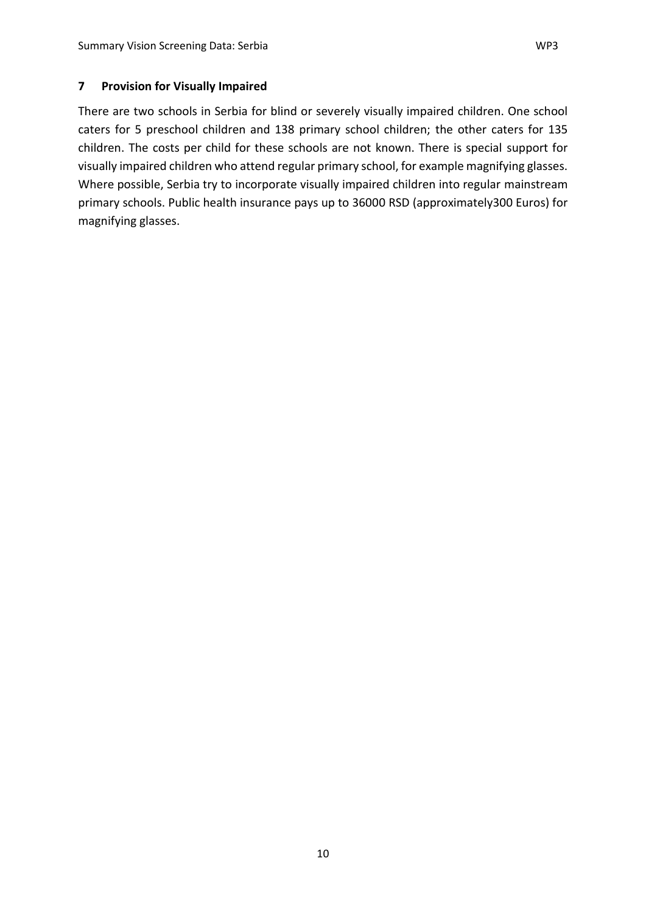## 7 Provision for Visually Impaired

There are two schools in Serbia for blind or severely visually impaired children. One school caters for 5 preschool children and 138 primary school children; the other caters for 135 children. The costs per child for these schools are not known. There is special support for visually impaired children who attend regular primary school, for example magnifying glasses. Where possible, Serbia try to incorporate visually impaired children into regular mainstream primary schools. Public health insurance pays up to 36000 RSD (approximately300 Euros) for magnifying glasses.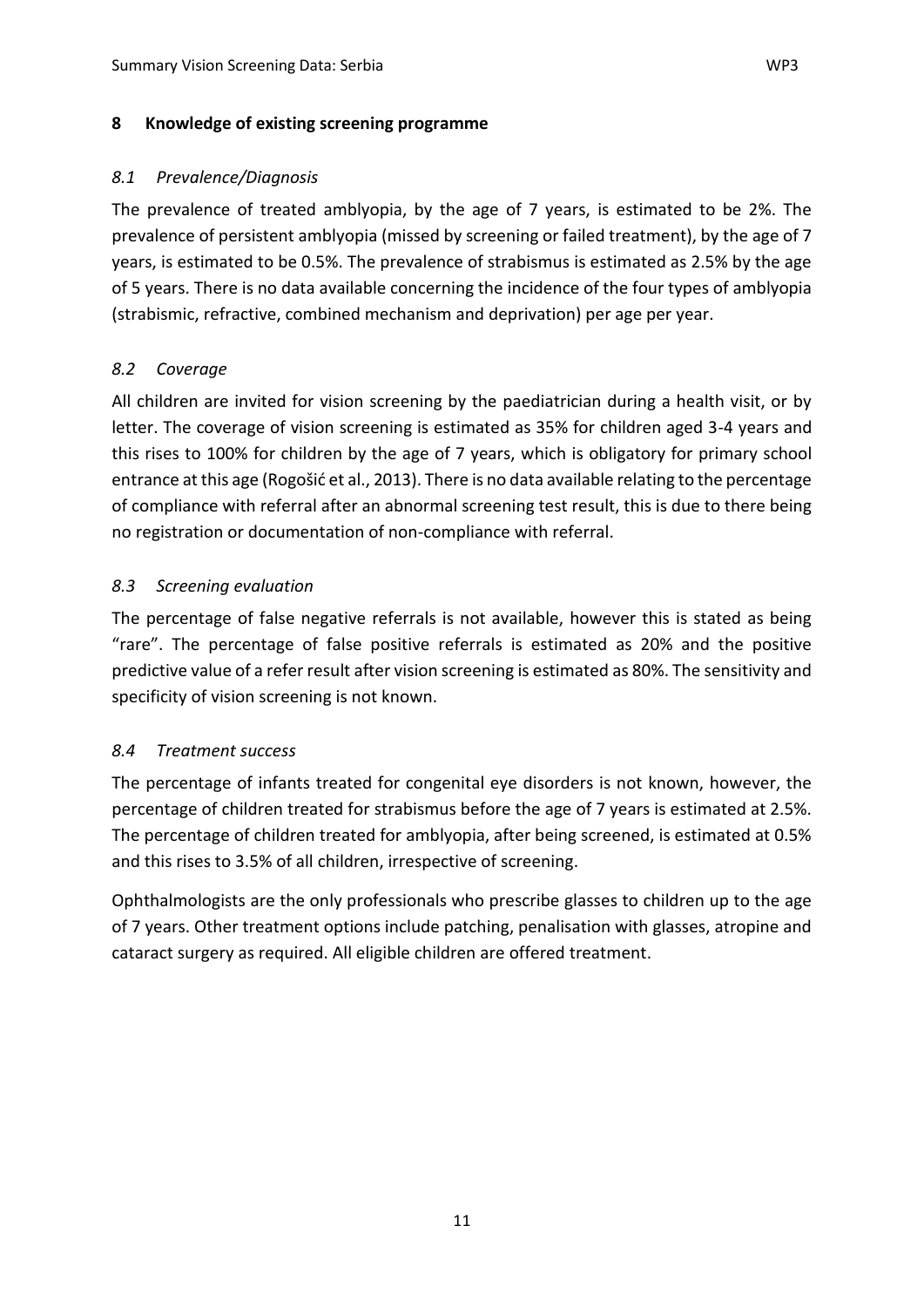## 8 Knowledge of existing screening programme

### *8.1 Prevalence/Diagnosis*

The prevalence of treated amblyopia, by the age of 7 years, is estimated to be 2%. The prevalence of persistent amblyopia (missed by screening or failed treatment), by the age of 7 years, is estimated to be 0.5%. The prevalence of strabismus is estimated as 2.5% by the age of 5 years. There is no data available concerning the incidence of the four types of amblyopia (strabismic, refractive, combined mechanism and deprivation) per age per year.

### *8.2 Coverage*

All children are invited for vision screening by the paediatrician during a health visit, or by letter. The coverage of vision screening is estimated as 35% for children aged 3-4 years and this rises to 100% for children by the age of 7 years, which is obligatory for primary school entrance at this age (Rogošić et al., 2013). There is no data available relating to the percentage of compliance with referral after an abnormal screening test result, this is due to there being no registration or documentation of non-compliance with referral.

### *8.3 Screening evaluation*

The percentage of false negative referrals is not available, however this is stated as being "rare". The percentage of false positive referrals is estimated as 20% and the positive predictive value of a refer result after vision screening is estimated as 80%. The sensitivity and specificity of vision screening is not known.

### *8.4 Treatment success*

The percentage of infants treated for congenital eye disorders is not known, however, the percentage of children treated for strabismus before the age of 7 years is estimated at 2.5%. The percentage of children treated for amblyopia, after being screened, is estimated at 0.5% and this rises to 3.5% of all children, irrespective of screening.

Ophthalmologists are the only professionals who prescribe glasses to children up to the age of 7 years. Other treatment options include patching, penalisation with glasses, atropine and cataract surgery as required. All eligible children are offered treatment.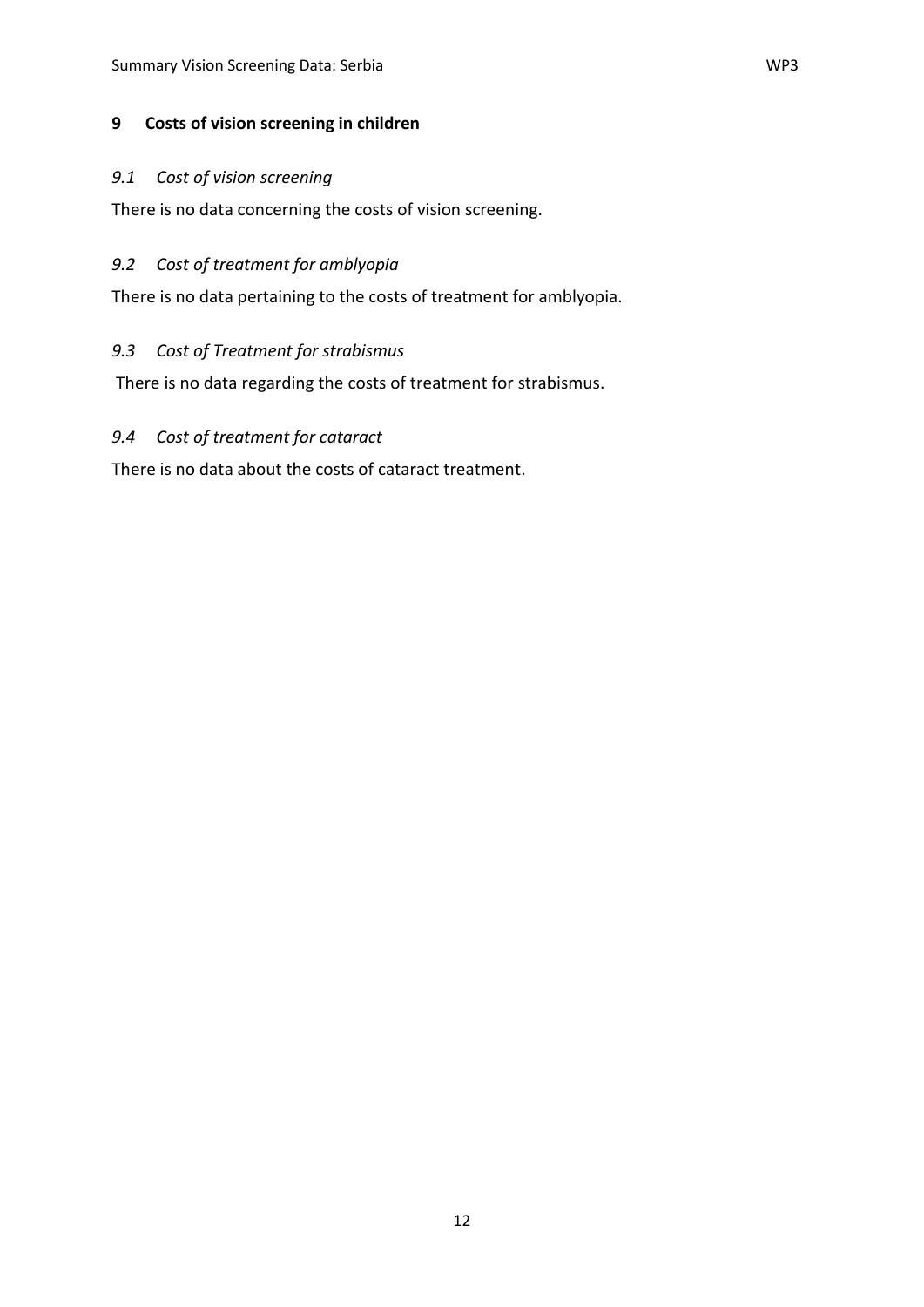## 9 Costs of vision screening in children

### *9.1 Cost of vision screening*

There is no data concerning the costs of vision screening.

### *9.2 Cost of treatment for amblyopia*

There is no data pertaining to the costs of treatment for amblyopia.

### *9.3 Cost of Treatment for strabismus*

There is no data regarding the costs of treatment for strabismus.

### *9.4 Cost of treatment for cataract*

There is no data about the costs of cataract treatment.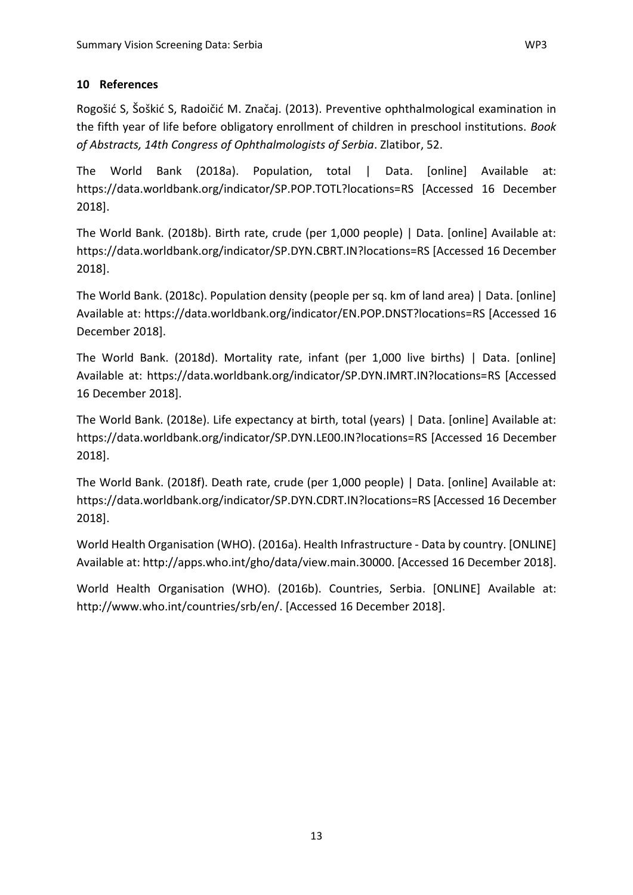## 10 References

Rogošić S, Šoškić S, Radoičić M. Značaj. (2013). Preventive ophthalmological examination in the fifth year of life before obligatory enrollment of children in preschool institutions. *Book of Abstracts, 14th Congress of Ophthalmologists of Serbia*. Zlatibor, 52.

The World Bank (2018a). Population, total | Data. [online] Available at: https://data.worldbank.org/indicator/SP.POP.TOTL?locations=RS [Accessed 16 December 2018].

The World Bank. (2018b). Birth rate, crude (per 1,000 people) | Data. [online] Available at: https://data.worldbank.org/indicator/SP.DYN.CBRT.IN?locations=RS [Accessed 16 December 2018].

The World Bank. (2018c). Population density (people per sq. km of land area) | Data. [online] Available at: https://data.worldbank.org/indicator/EN.POP.DNST?locations=RS [Accessed 16 December 2018].

The World Bank. (2018d). Mortality rate, infant (per 1,000 live births) | Data. [online] Available at: https://data.worldbank.org/indicator/SP.DYN.IMRT.IN?locations=RS [Accessed 16 December 2018].

The World Bank. (2018e). Life expectancy at birth, total (years) | Data. [online] Available at: https://data.worldbank.org/indicator/SP.DYN.LE00.IN?locations=RS [Accessed 16 December 2018].

The World Bank. (2018f). Death rate, crude (per 1,000 people) | Data. [online] Available at: https://data.worldbank.org/indicator/SP.DYN.CDRT.IN?locations=RS [Accessed 16 December 2018].

World Health Organisation (WHO). (2016a). Health Infrastructure - Data by country. [ONLINE] Available at: http://apps.who.int/gho/data/view.main.30000. [Accessed 16 December 2018].

World Health Organisation (WHO). (2016b). Countries, Serbia. [ONLINE] Available at: http://www.who.int/countries/srb/en/. [Accessed 16 December 2018].